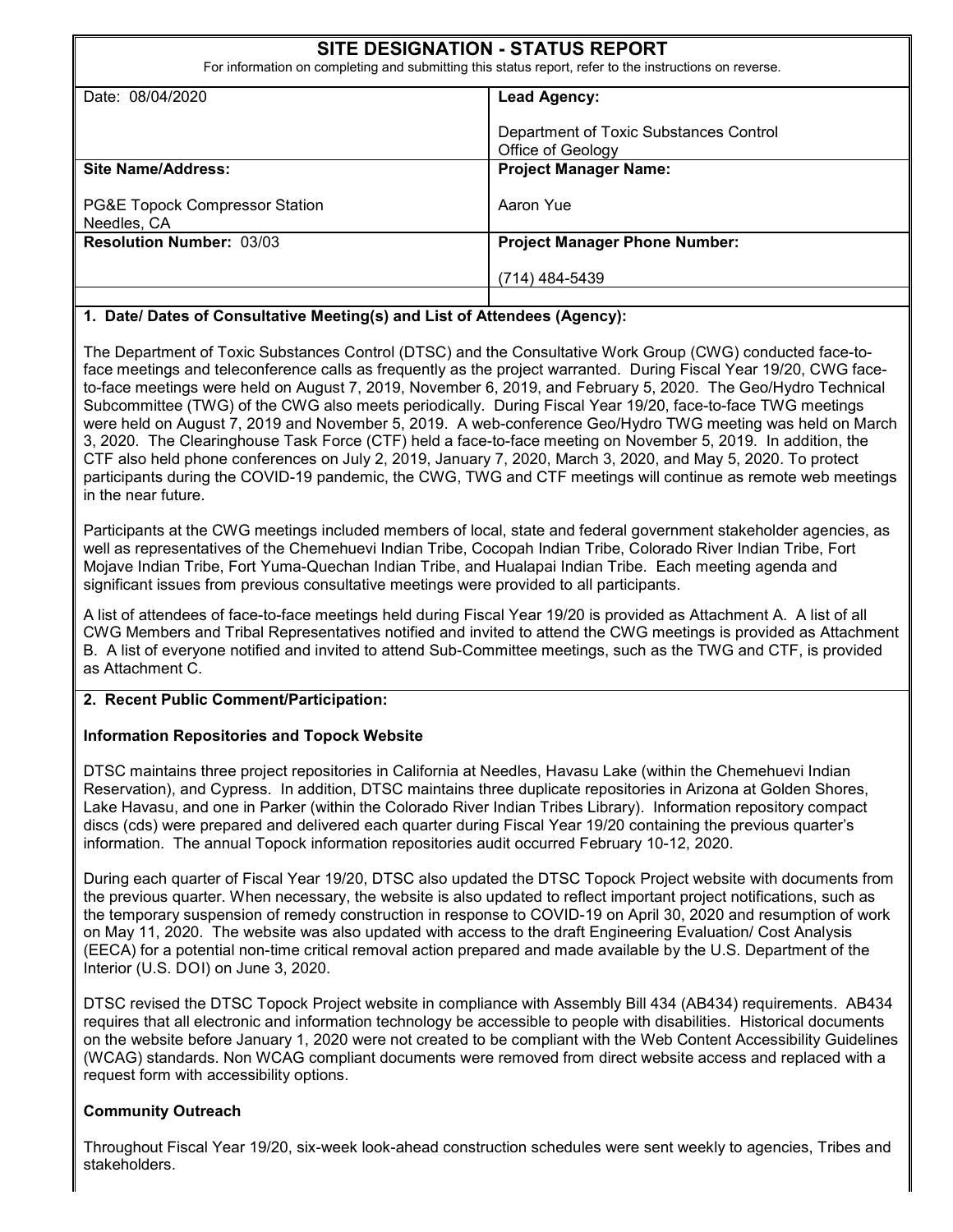# SITE DESIGNATION - STATUS REPORT

For information on completing and submitting this status report, refer to the instructions on reverse.

| Date: 08/04/2020 | **Lead Agency:** Department of Toxic Substances Control Office of Geology |
|---|---|
| **Site Name/Address:** PG&E Topock Compressor Station Needles, CA | **Project Manager Name:** Aaron Yue |
| **Resolution Number:** 03/03 | **Project Manager Phone Number:** (714) 484-5439 |

**1. Date/ Dates of Consultative Meeting(s) and List of Attendees (Agency):**

The Department of Toxic Substances Control (DTSC) and the Consultative Work Group (CWG) conducted face-to-face meetings and teleconference calls as frequently as the project warranted. During Fiscal Year 19/20, CWG face-to-face meetings were held on August 7, 2019, November 6, 2019, and February 5, 2020. The Geo/Hydro Technical Subcommittee (TWG) of the CWG also meets periodically. During Fiscal Year 19/20, face-to-face TWG meetings were held on August 7, 2019 and November 5, 2019. A web-conference Geo/Hydro TWG meeting was held on March 3, 2020. The Clearinghouse Task Force (CTF) held a face-to-face meeting on November 5, 2019. In addition, the CTF also held phone conferences on July 2, 2019, January 7, 2020, March 3, 2020, and May 5, 2020. To protect participants during the COVID-19 pandemic, the CWG, TWG and CTF meetings will continue as remote web meetings in the near future.

Participants at the CWG meetings included members of local, state and federal government stakeholder agencies, as well as representatives of the Chemehuevi Indian Tribe, Cocopah Indian Tribe, Colorado River Indian Tribe, Fort Mojave Indian Tribe, Fort Yuma-Quechan Indian Tribe, and Hualapai Indian Tribe. Each meeting agenda and significant issues from previous consultative meetings were provided to all participants.

A list of attendees of face-to-face meetings held during Fiscal Year 19/20 is provided as Attachment A. A list of all CWG Members and Tribal Representatives notified and invited to attend the CWG meetings is provided as Attachment B. A list of everyone notified and invited to attend Sub-Committee meetings, such as the TWG and CTF, is provided as Attachment C.

**2. Recent Public Comment/Participation:**

**Information Repositories and Topock Website**

DTSC maintains three project repositories in California at Needles, Havasu Lake (within the Chemehuevi Indian Reservation), and Cypress. In addition, DTSC maintains three duplicate repositories in Arizona at Golden Shores, Lake Havasu, and one in Parker (within the Colorado River Indian Tribes Library). Information repository compact discs (cds) were prepared and delivered each quarter during Fiscal Year 19/20 containing the previous quarter's information. The annual Topock information repositories audit occurred February 10-12, 2020.

During each quarter of Fiscal Year 19/20, DTSC also updated the DTSC Topock Project website with documents from the previous quarter. When necessary, the website is also updated to reflect important project notifications, such as the temporary suspension of remedy construction in response to COVID-19 on April 30, 2020 and resumption of work on May 11, 2020. The website was also updated with access to the draft Engineering Evaluation/ Cost Analysis (EECA) for a potential non-time critical removal action prepared and made available by the U.S. Department of the Interior (U.S. DOI) on June 3, 2020.

DTSC revised the DTSC Topock Project website in compliance with Assembly Bill 434 (AB434) requirements. AB434 requires that all electronic and information technology be accessible to people with disabilities. Historical documents on the website before January 1, 2020 were not created to be compliant with the Web Content Accessibility Guidelines (WCAG) standards. Non WCAG compliant documents were removed from direct website access and replaced with a request form with accessibility options.

**Community Outreach**

Throughout Fiscal Year 19/20, six-week look-ahead construction schedules were sent weekly to agencies, Tribes and stakeholders.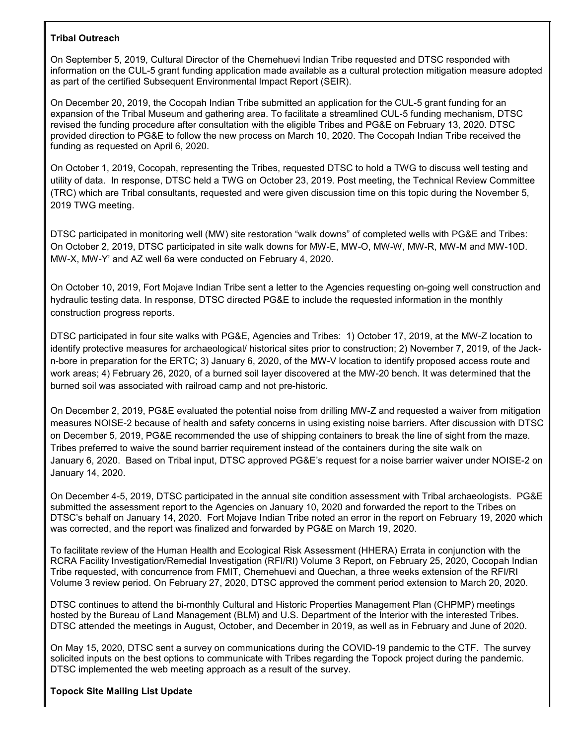**Tribal Outreach**

On September 5, 2019, Cultural Director of the Chemehuevi Indian Tribe requested and DTSC responded with information on the CUL-5 grant funding application made available as a cultural protection mitigation measure adopted as part of the certified Subsequent Environmental Impact Report (SEIR).

On December 20, 2019, the Cocopah Indian Tribe submitted an application for the CUL-5 grant funding for an expansion of the Tribal Museum and gathering area. To facilitate a streamlined CUL-5 funding mechanism, DTSC revised the funding procedure after consultation with the eligible Tribes and PG&E on February 13, 2020. DTSC provided direction to PG&E to follow the new process on March 10, 2020. The Cocopah Indian Tribe received the funding as requested on April 6, 2020.

On October 1, 2019, Cocopah, representing the Tribes, requested DTSC to hold a TWG to discuss well testing and utility of data. In response, DTSC held a TWG on October 23, 2019. Post meeting, the Technical Review Committee (TRC) which are Tribal consultants, requested and were given discussion time on this topic during the November 5, 2019 TWG meeting.

DTSC participated in monitoring well (MW) site restoration "walk downs" of completed wells with PG&E and Tribes: On October 2, 2019, DTSC participated in site walk downs for MW-E, MW-O, MW-W, MW-R, MW-M and MW-10D. MW-X, MW-Y' and AZ well 6a were conducted on February 4, 2020.

On October 10, 2019, Fort Mojave Indian Tribe sent a letter to the Agencies requesting on-going well construction and hydraulic testing data. In response, DTSC directed PG&E to include the requested information in the monthly construction progress reports.

DTSC participated in four site walks with PG&E, Agencies and Tribes: 1) October 17, 2019, at the MW-Z location to identify protective measures for archaeological/ historical sites prior to construction; 2) November 7, 2019, of the Jack-n-bore in preparation for the ERTC; 3) January 6, 2020, of the MW-V location to identify proposed access route and work areas; 4) February 26, 2020, of a burned soil layer discovered at the MW-20 bench. It was determined that the burned soil was associated with railroad camp and not pre-historic.

On December 2, 2019, PG&E evaluated the potential noise from drilling MW-Z and requested a waiver from mitigation measures NOISE-2 because of health and safety concerns in using existing noise barriers. After discussion with DTSC on December 5, 2019, PG&E recommended the use of shipping containers to break the line of sight from the maze. Tribes preferred to waive the sound barrier requirement instead of the containers during the site walk on January 6, 2020. Based on Tribal input, DTSC approved PG&E's request for a noise barrier waiver under NOISE-2 on January 14, 2020.

On December 4-5, 2019, DTSC participated in the annual site condition assessment with Tribal archaeologists. PG&E submitted the assessment report to the Agencies on January 10, 2020 and forwarded the report to the Tribes on DTSC's behalf on January 14, 2020. Fort Mojave Indian Tribe noted an error in the report on February 19, 2020 which was corrected, and the report was finalized and forwarded by PG&E on March 19, 2020.

To facilitate review of the Human Health and Ecological Risk Assessment (HHERA) Errata in conjunction with the RCRA Facility Investigation/Remedial Investigation (RFI/RI) Volume 3 Report, on February 25, 2020, Cocopah Indian Tribe requested, with concurrence from FMIT, Chemehuevi and Quechan, a three weeks extension of the RFI/RI Volume 3 review period. On February 27, 2020, DTSC approved the comment period extension to March 20, 2020.

DTSC continues to attend the bi-monthly Cultural and Historic Properties Management Plan (CHPMP) meetings hosted by the Bureau of Land Management (BLM) and U.S. Department of the Interior with the interested Tribes. DTSC attended the meetings in August, October, and December in 2019, as well as in February and June of 2020.

On May 15, 2020, DTSC sent a survey on communications during the COVID-19 pandemic to the CTF. The survey solicited inputs on the best options to communicate with Tribes regarding the Topock project during the pandemic. DTSC implemented the web meeting approach as a result of the survey.

**Topock Site Mailing List Update**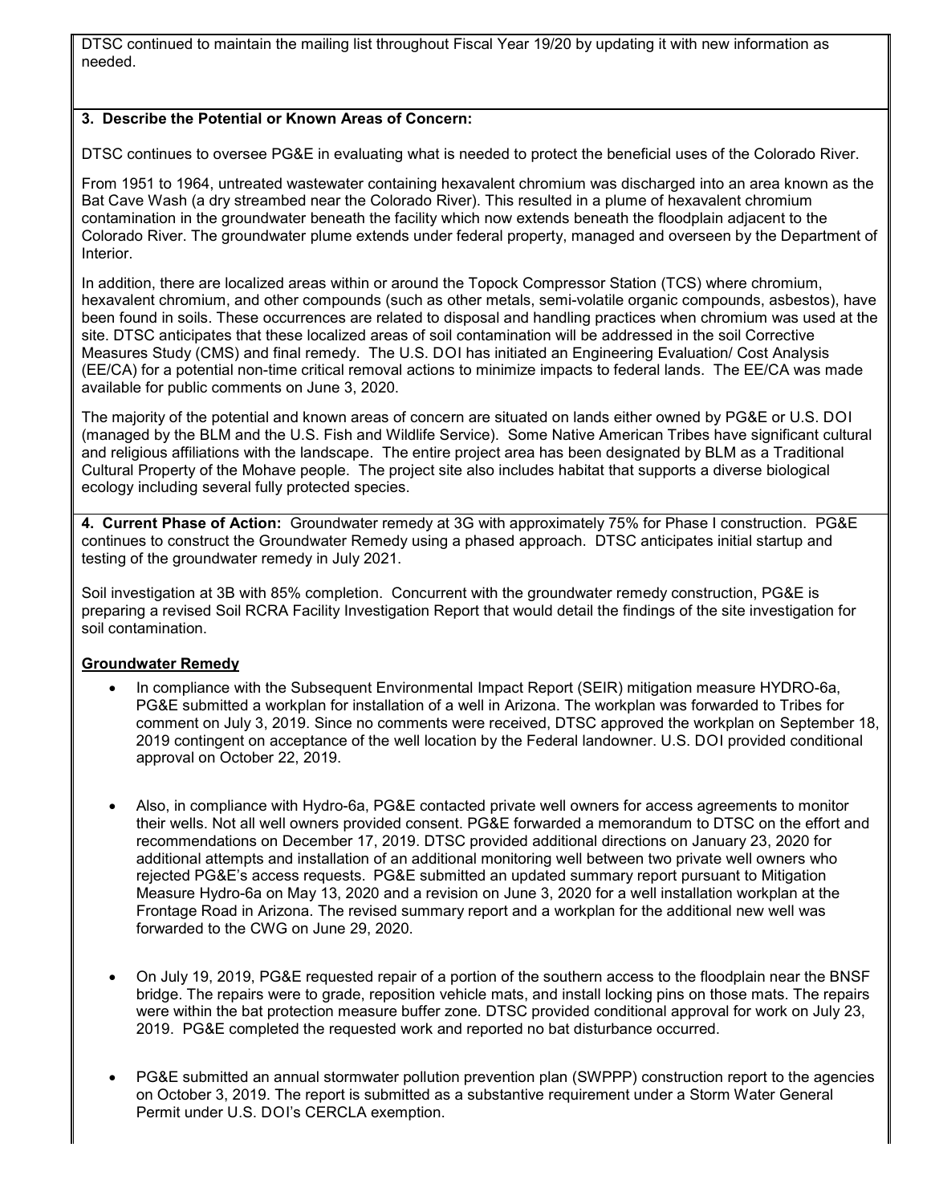DTSC continued to maintain the mailing list throughout Fiscal Year 19/20 by updating it with new information as needed.

**3. Describe the Potential or Known Areas of Concern:**

DTSC continues to oversee PG&E in evaluating what is needed to protect the beneficial uses of the Colorado River.

From 1951 to 1964, untreated wastewater containing hexavalent chromium was discharged into an area known as the Bat Cave Wash (a dry streambed near the Colorado River). This resulted in a plume of hexavalent chromium contamination in the groundwater beneath the facility which now extends beneath the floodplain adjacent to the Colorado River. The groundwater plume extends under federal property, managed and overseen by the Department of Interior.

In addition, there are localized areas within or around the Topock Compressor Station (TCS) where chromium, hexavalent chromium, and other compounds (such as other metals, semi-volatile organic compounds, asbestos), have been found in soils. These occurrences are related to disposal and handling practices when chromium was used at the site. DTSC anticipates that these localized areas of soil contamination will be addressed in the soil Corrective Measures Study (CMS) and final remedy. The U.S. DOI has initiated an Engineering Evaluation/ Cost Analysis (EE/CA) for a potential non-time critical removal actions to minimize impacts to federal lands. The EE/CA was made available for public comments on June 3, 2020.

The majority of the potential and known areas of concern are situated on lands either owned by PG&E or U.S. DOI (managed by the BLM and the U.S. Fish and Wildlife Service). Some Native American Tribes have significant cultural and religious affiliations with the landscape. The entire project area has been designated by BLM as a Traditional Cultural Property of the Mohave people. The project site also includes habitat that supports a diverse biological ecology including several fully protected species.

**4. Current Phase of Action:** Groundwater remedy at 3G with approximately 75% for Phase I construction. PG&E continues to construct the Groundwater Remedy using a phased approach. DTSC anticipates initial startup and testing of the groundwater remedy in July 2021.

Soil investigation at 3B with 85% completion. Concurrent with the groundwater remedy construction, PG&E is preparing a revised Soil RCRA Facility Investigation Report that would detail the findings of the site investigation for soil contamination.

**Groundwater Remedy**

- In compliance with the Subsequent Environmental Impact Report (SEIR) mitigation measure HYDRO-6a, PG&E submitted a workplan for installation of a well in Arizona. The workplan was forwarded to Tribes for comment on July 3, 2019. Since no comments were received, DTSC approved the workplan on September 18, 2019 contingent on acceptance of the well location by the Federal landowner. U.S. DOI provided conditional approval on October 22, 2019.

- Also, in compliance with Hydro-6a, PG&E contacted private well owners for access agreements to monitor their wells. Not all well owners provided consent. PG&E forwarded a memorandum to DTSC on the effort and recommendations on December 17, 2019. DTSC provided additional directions on January 23, 2020 for additional attempts and installation of an additional monitoring well between two private well owners who rejected PG&E's access requests. PG&E submitted an updated summary report pursuant to Mitigation Measure Hydro-6a on May 13, 2020 and a revision on June 3, 2020 for a well installation workplan at the Frontage Road in Arizona. The revised summary report and a workplan for the additional new well was forwarded to the CWG on June 29, 2020.

- On July 19, 2019, PG&E requested repair of a portion of the southern access to the floodplain near the BNSF bridge. The repairs were to grade, reposition vehicle mats, and install locking pins on those mats. The repairs were within the bat protection measure buffer zone. DTSC provided conditional approval for work on July 23, 2019. PG&E completed the requested work and reported no bat disturbance occurred.

- PG&E submitted an annual stormwater pollution prevention plan (SWPPP) construction report to the agencies on October 3, 2019. The report is submitted as a substantive requirement under a Storm Water General Permit under U.S. DOI's CERCLA exemption.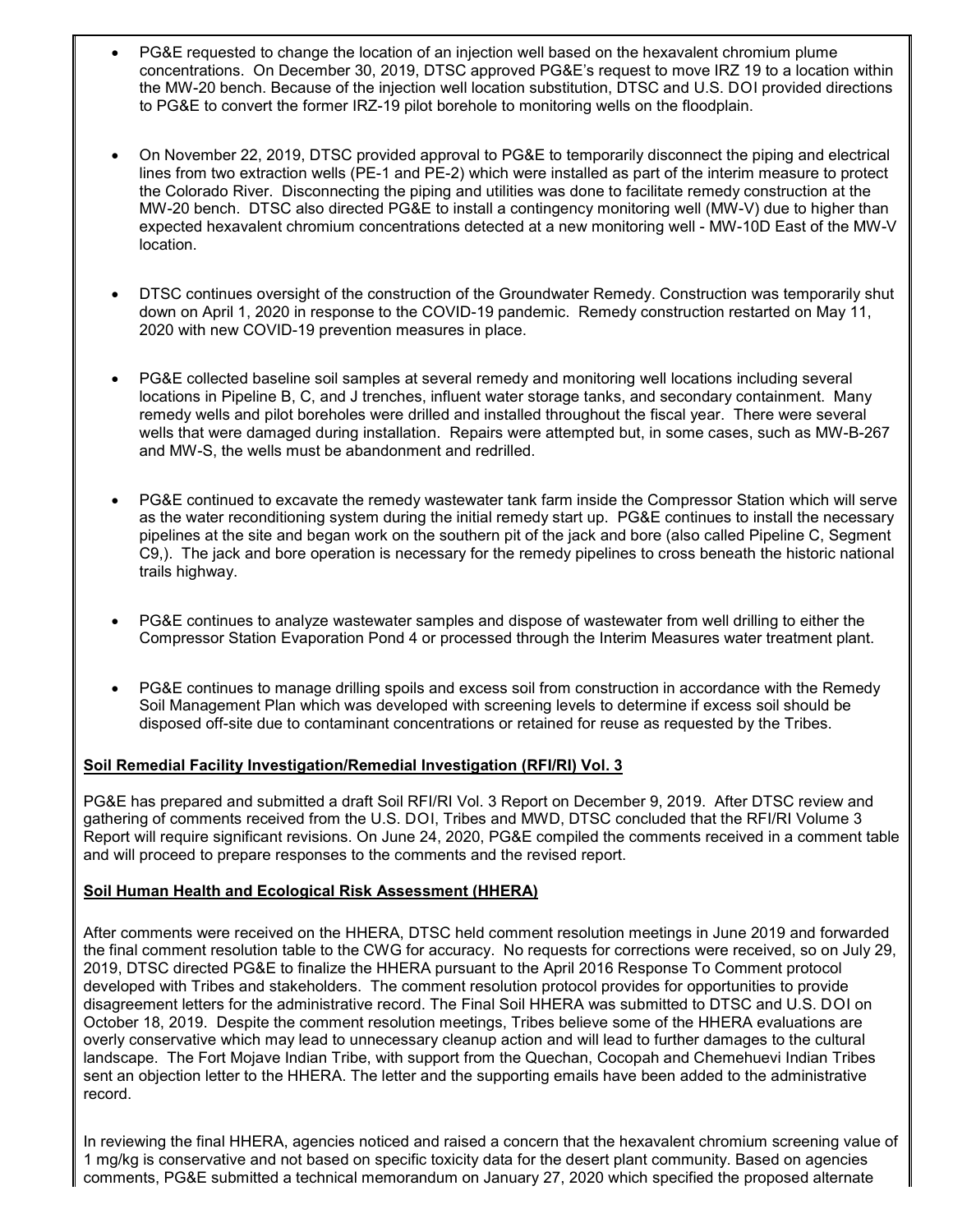- PG&E requested to change the location of an injection well based on the hexavalent chromium plume concentrations. On December 30, 2019, DTSC approved PG&E's request to move IRZ 19 to a location within the MW-20 bench. Because of the injection well location substitution, DTSC and U.S. DOI provided directions to PG&E to convert the former IRZ-19 pilot borehole to monitoring wells on the floodplain.

- On November 22, 2019, DTSC provided approval to PG&E to temporarily disconnect the piping and electrical lines from two extraction wells (PE-1 and PE-2) which were installed as part of the interim measure to protect the Colorado River. Disconnecting the piping and utilities was done to facilitate remedy construction at the MW-20 bench. DTSC also directed PG&E to install a contingency monitoring well (MW-V) due to higher than expected hexavalent chromium concentrations detected at a new monitoring well - MW-10D East of the MW-V location.

- DTSC continues oversight of the construction of the Groundwater Remedy. Construction was temporarily shut down on April 1, 2020 in response to the COVID-19 pandemic. Remedy construction restarted on May 11, 2020 with new COVID-19 prevention measures in place.

- PG&E collected baseline soil samples at several remedy and monitoring well locations including several locations in Pipeline B, C, and J trenches, influent water storage tanks, and secondary containment. Many remedy wells and pilot boreholes were drilled and installed throughout the fiscal year. There were several wells that were damaged during installation. Repairs were attempted but, in some cases, such as MW-B-267 and MW-S, the wells must be abandonment and redrilled.

- PG&E continued to excavate the remedy wastewater tank farm inside the Compressor Station which will serve as the water reconditioning system during the initial remedy start up. PG&E continues to install the necessary pipelines at the site and began work on the southern pit of the jack and bore (also called Pipeline C, Segment C9,). The jack and bore operation is necessary for the remedy pipelines to cross beneath the historic national trails highway.

- PG&E continues to analyze wastewater samples and dispose of wastewater from well drilling to either the Compressor Station Evaporation Pond 4 or processed through the Interim Measures water treatment plant.

- PG&E continues to manage drilling spoils and excess soil from construction in accordance with the Remedy Soil Management Plan which was developed with screening levels to determine if excess soil should be disposed off-site due to contaminant concentrations or retained for reuse as requested by the Tribes.

**Soil Remedial Facility Investigation/Remedial Investigation (RFI/RI) Vol. 3**

PG&E has prepared and submitted a draft Soil RFI/RI Vol. 3 Report on December 9, 2019. After DTSC review and gathering of comments received from the U.S. DOI, Tribes and MWD, DTSC concluded that the RFI/RI Volume 3 Report will require significant revisions. On June 24, 2020, PG&E compiled the comments received in a comment table and will proceed to prepare responses to the comments and the revised report.

**Soil Human Health and Ecological Risk Assessment (HHERA)**

After comments were received on the HHERA, DTSC held comment resolution meetings in June 2019 and forwarded the final comment resolution table to the CWG for accuracy. No requests for corrections were received, so on July 29, 2019, DTSC directed PG&E to finalize the HHERA pursuant to the April 2016 Response To Comment protocol developed with Tribes and stakeholders. The comment resolution protocol provides for opportunities to provide disagreement letters for the administrative record. The Final Soil HHERA was submitted to DTSC and U.S. DOI on October 18, 2019. Despite the comment resolution meetings, Tribes believe some of the HHERA evaluations are overly conservative which may lead to unnecessary cleanup action and will lead to further damages to the cultural landscape. The Fort Mojave Indian Tribe, with support from the Quechan, Cocopah and Chemehuevi Indian Tribes sent an objection letter to the HHERA. The letter and the supporting emails have been added to the administrative record.

In reviewing the final HHERA, agencies noticed and raised a concern that the hexavalent chromium screening value of 1 mg/kg is conservative and not based on specific toxicity data for the desert plant community. Based on agencies comments, PG&E submitted a technical memorandum on January 27, 2020 which specified the proposed alternate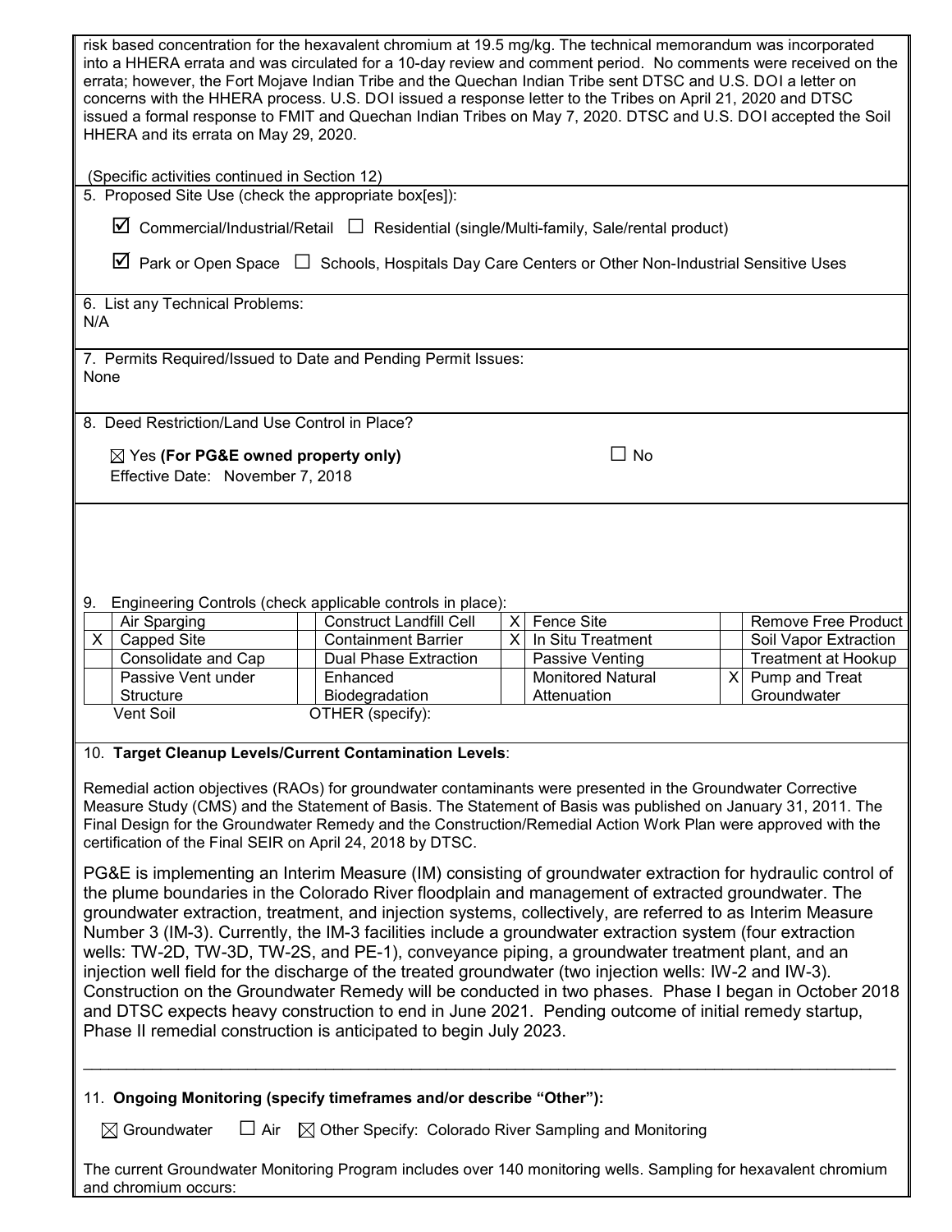risk based concentration for the hexavalent chromium at 19.5 mg/kg. The technical memorandum was incorporated into a HHERA errata and was circulated for a 10-day review and comment period. No comments were received on the errata; however, the Fort Mojave Indian Tribe and the Quechan Indian Tribe sent DTSC and U.S. DOI a letter on concerns with the HHERA process. U.S. DOI issued a response letter to the Tribes on April 21, 2020 and DTSC issued a formal response to FMIT and Quechan Indian Tribes on May 7, 2020. DTSC and U.S. DOI accepted the Soil HHERA and its errata on May 29, 2020.

(Specific activities continued in Section 12)

5. Proposed Site Use (check the appropriate box[es]):

☑ Commercial/Industrial/Retail ☐ Residential (single/Multi-family, Sale/rental product)

☑ Park or Open Space ☐ Schools, Hospitals Day Care Centers or Other Non-Industrial Sensitive Uses

6. List any Technical Problems:
N/A

7. Permits Required/Issued to Date and Pending Permit Issues:
None

8. Deed Restriction/Land Use Control in Place?

☒ Yes **(For PG&E owned property only)** ☐ No
Effective Date: November 7, 2018

9. Engineering Controls (check applicable controls in place):

| | | | | | | | |
|---|---|---|---|---|---|---|---|
| | Air Sparging | | Construct Landfill Cell | X | Fence Site | | Remove Free Product |
| X | Capped Site | | Containment Barrier | X | In Situ Treatment | | Soil Vapor Extraction |
| | Consolidate and Cap | | Dual Phase Extraction | | Passive Venting | | Treatment at Hookup |
| | Passive Vent under Structure | | Enhanced Biodegradation | | Monitored Natural Attenuation | X | Pump and Treat Groundwater |
| | Vent Soil | | OTHER (specify): | | | | |

10. **Target Cleanup Levels/Current Contamination Levels**:

Remedial action objectives (RAOs) for groundwater contaminants were presented in the Groundwater Corrective Measure Study (CMS) and the Statement of Basis. The Statement of Basis was published on January 31, 2011. The Final Design for the Groundwater Remedy and the Construction/Remedial Action Work Plan were approved with the certification of the Final SEIR on April 24, 2018 by DTSC.

PG&E is implementing an Interim Measure (IM) consisting of groundwater extraction for hydraulic control of the plume boundaries in the Colorado River floodplain and management of extracted groundwater. The groundwater extraction, treatment, and injection systems, collectively, are referred to as Interim Measure Number 3 (IM-3). Currently, the IM-3 facilities include a groundwater extraction system (four extraction wells: TW-2D, TW-3D, TW-2S, and PE-1), conveyance piping, a groundwater treatment plant, and an injection well field for the discharge of the treated groundwater (two injection wells: IW-2 and IW-3). Construction on the Groundwater Remedy will be conducted in two phases. Phase I began in October 2018 and DTSC expects heavy construction to end in June 2021. Pending outcome of initial remedy startup, Phase II remedial construction is anticipated to begin July 2023.

11. **Ongoing Monitoring (specify timeframes and/or describe "Other")**:

☒ Groundwater ☐ Air ☒ Other Specify: Colorado River Sampling and Monitoring

The current Groundwater Monitoring Program includes over 140 monitoring wells. Sampling for hexavalent chromium and chromium occurs: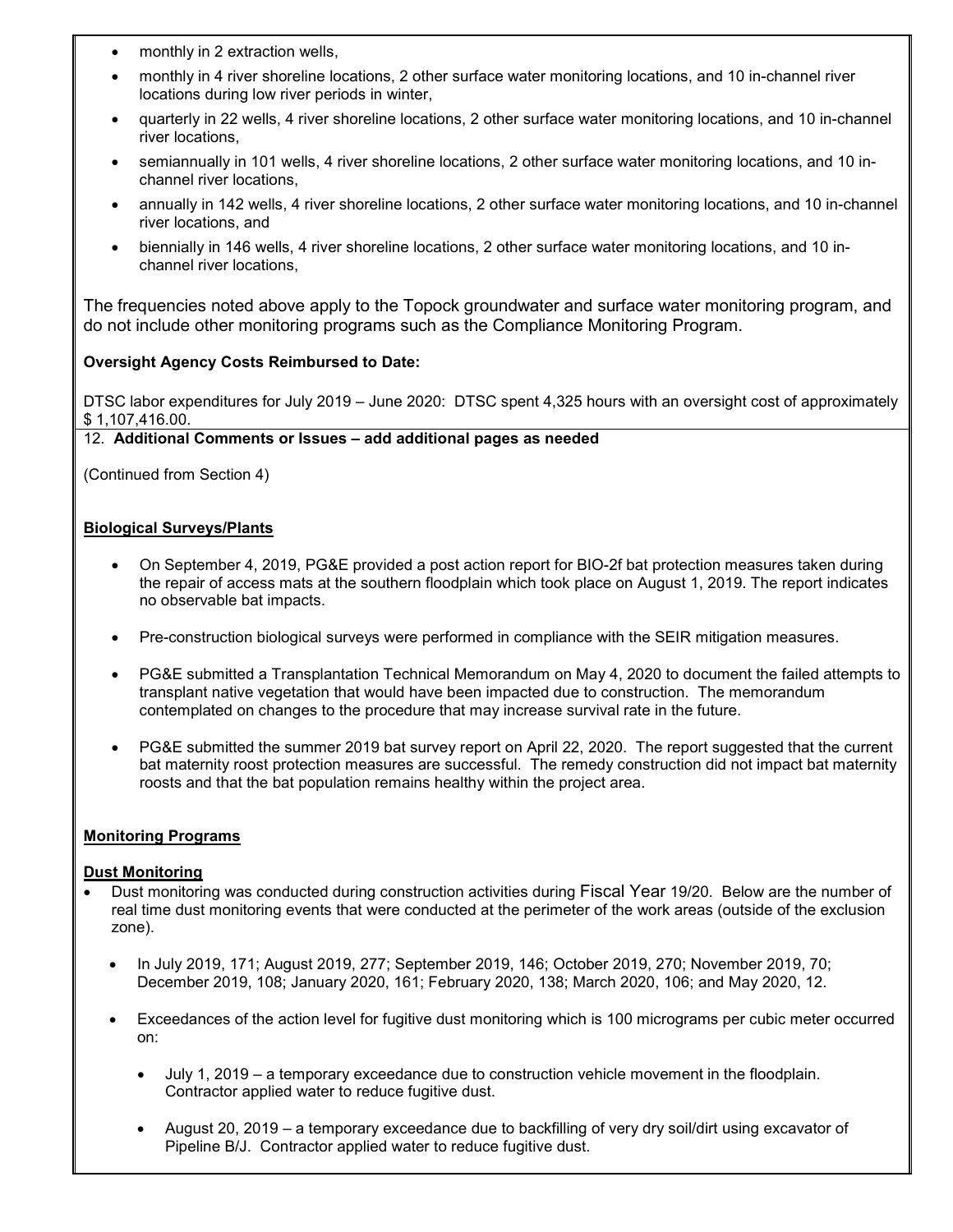- monthly in 2 extraction wells,
- monthly in 4 river shoreline locations, 2 other surface water monitoring locations, and 10 in-channel river locations during low river periods in winter,
- quarterly in 22 wells, 4 river shoreline locations, 2 other surface water monitoring locations, and 10 in-channel river locations,
- semiannually in 101 wells, 4 river shoreline locations, 2 other surface water monitoring locations, and 10 in-channel river locations,
- annually in 142 wells, 4 river shoreline locations, 2 other surface water monitoring locations, and 10 in-channel river locations, and
- biennially in 146 wells, 4 river shoreline locations, 2 other surface water monitoring locations, and 10 in-channel river locations,

The frequencies noted above apply to the Topock groundwater and surface water monitoring program, and do not include other monitoring programs such as the Compliance Monitoring Program.

**Oversight Agency Costs Reimbursed to Date:**

DTSC labor expenditures for July 2019 – June 2020: DTSC spent 4,325 hours with an oversight cost of approximately $ 1,107,416.00.

12. **Additional Comments or Issues – add additional pages as needed**

(Continued from Section 4)

**Biological Surveys/Plants**

- On September 4, 2019, PG&E provided a post action report for BIO-2f bat protection measures taken during the repair of access mats at the southern floodplain which took place on August 1, 2019. The report indicates no observable bat impacts.
- Pre-construction biological surveys were performed in compliance with the SEIR mitigation measures.
- PG&E submitted a Transplantation Technical Memorandum on May 4, 2020 to document the failed attempts to transplant native vegetation that would have been impacted due to construction. The memorandum contemplated on changes to the procedure that may increase survival rate in the future.
- PG&E submitted the summer 2019 bat survey report on April 22, 2020. The report suggested that the current bat maternity roost protection measures are successful. The remedy construction did not impact bat maternity roosts and that the bat population remains healthy within the project area.

**Monitoring Programs**

**Dust Monitoring**

- Dust monitoring was conducted during construction activities during Fiscal Year 19/20. Below are the number of real time dust monitoring events that were conducted at the perimeter of the work areas (outside of the exclusion zone).
  - In July 2019, 171; August 2019, 277; September 2019, 146; October 2019, 270; November 2019, 70; December 2019, 108; January 2020, 161; February 2020, 138; March 2020, 106; and May 2020, 12.
  - Exceedances of the action level for fugitive dust monitoring which is 100 micrograms per cubic meter occurred on:
    - July 1, 2019 – a temporary exceedance due to construction vehicle movement in the floodplain. Contractor applied water to reduce fugitive dust.
    - August 20, 2019 – a temporary exceedance due to backfilling of very dry soil/dirt using excavator of Pipeline B/J. Contractor applied water to reduce fugitive dust.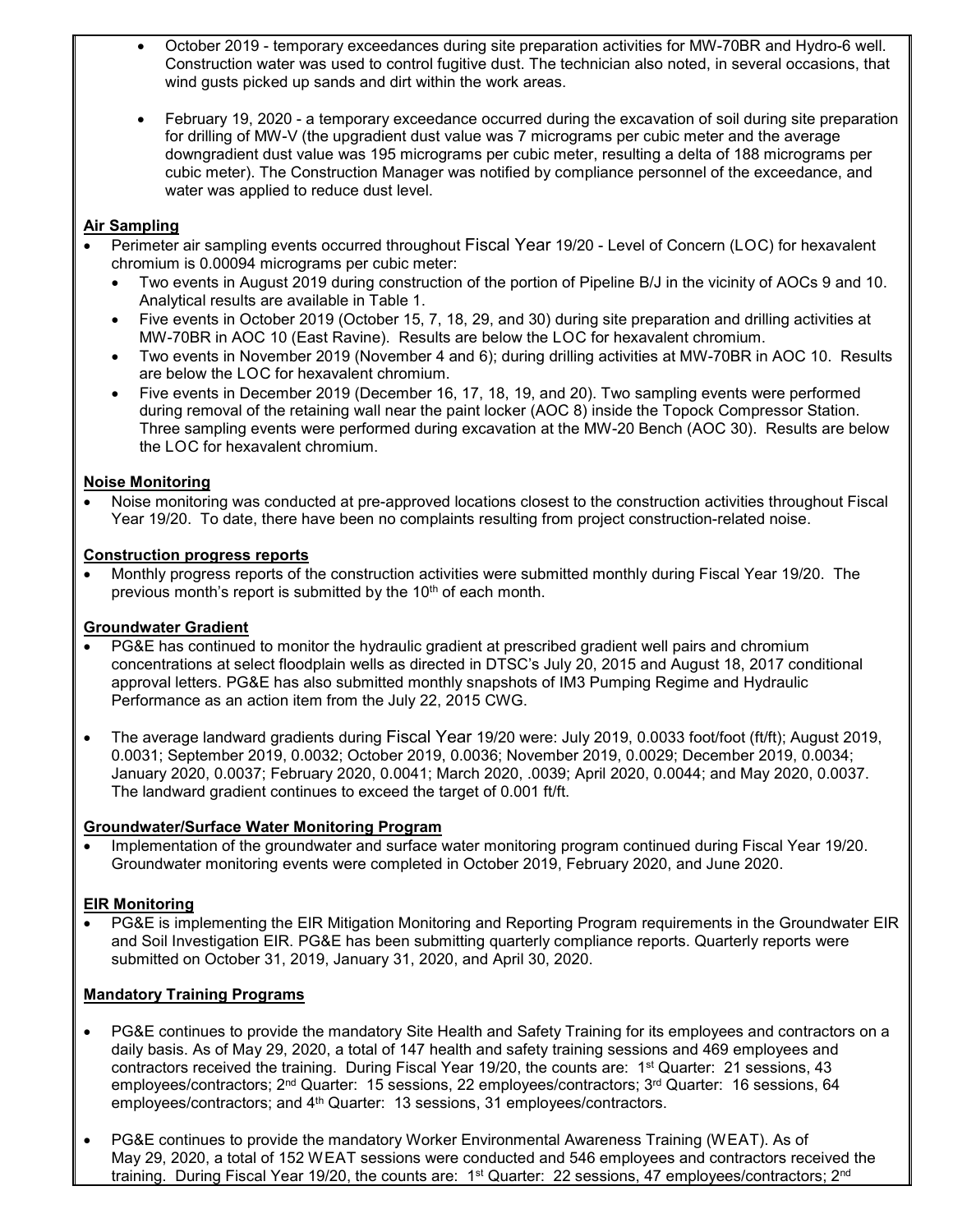- October 2019 - temporary exceedances during site preparation activities for MW-70BR and Hydro-6 well. Construction water was used to control fugitive dust. The technician also noted, in several occasions, that wind gusts picked up sands and dirt within the work areas.

- February 19, 2020 - a temporary exceedance occurred during the excavation of soil during site preparation for drilling of MW-V (the upgradient dust value was 7 micrograms per cubic meter and the average downgradient dust value was 195 micrograms per cubic meter, resulting a delta of 188 micrograms per cubic meter). The Construction Manager was notified by compliance personnel of the exceedance, and water was applied to reduce dust level.

**Air Sampling**

- Perimeter air sampling events occurred throughout Fiscal Year 19/20 - Level of Concern (LOC) for hexavalent chromium is 0.00094 micrograms per cubic meter:
  - Two events in August 2019 during construction of the portion of Pipeline B/J in the vicinity of AOCs 9 and 10. Analytical results are available in Table 1.
  - Five events in October 2019 (October 15, 7, 18, 29, and 30) during site preparation and drilling activities at MW-70BR in AOC 10 (East Ravine). Results are below the LOC for hexavalent chromium.
  - Two events in November 2019 (November 4 and 6); during drilling activities at MW-70BR in AOC 10. Results are below the LOC for hexavalent chromium.
  - Five events in December 2019 (December 16, 17, 18, 19, and 20). Two sampling events were performed during removal of the retaining wall near the paint locker (AOC 8) inside the Topock Compressor Station. Three sampling events were performed during excavation at the MW-20 Bench (AOC 30). Results are below the LOC for hexavalent chromium.

**Noise Monitoring**

- Noise monitoring was conducted at pre-approved locations closest to the construction activities throughout Fiscal Year 19/20. To date, there have been no complaints resulting from project construction-related noise.

**Construction progress reports**

- Monthly progress reports of the construction activities were submitted monthly during Fiscal Year 19/20. The previous month's report is submitted by the 10th of each month.

**Groundwater Gradient**

- PG&E has continued to monitor the hydraulic gradient at prescribed gradient well pairs and chromium concentrations at select floodplain wells as directed in DTSC's July 20, 2015 and August 18, 2017 conditional approval letters. PG&E has also submitted monthly snapshots of IM3 Pumping Regime and Hydraulic Performance as an action item from the July 22, 2015 CWG.

- The average landward gradients during Fiscal Year 19/20 were: July 2019, 0.0033 foot/foot (ft/ft); August 2019, 0.0031; September 2019, 0.0032; October 2019, 0.0036; November 2019, 0.0029; December 2019, 0.0034; January 2020, 0.0037; February 2020, 0.0041; March 2020, .0039; April 2020, 0.0044; and May 2020, 0.0037. The landward gradient continues to exceed the target of 0.001 ft/ft.

**Groundwater/Surface Water Monitoring Program**

- Implementation of the groundwater and surface water monitoring program continued during Fiscal Year 19/20. Groundwater monitoring events were completed in October 2019, February 2020, and June 2020.

**EIR Monitoring**

- PG&E is implementing the EIR Mitigation Monitoring and Reporting Program requirements in the Groundwater EIR and Soil Investigation EIR. PG&E has been submitting quarterly compliance reports. Quarterly reports were submitted on October 31, 2019, January 31, 2020, and April 30, 2020.

**Mandatory Training Programs**

- PG&E continues to provide the mandatory Site Health and Safety Training for its employees and contractors on a daily basis. As of May 29, 2020, a total of 147 health and safety training sessions and 469 employees and contractors received the training. During Fiscal Year 19/20, the counts are: 1st Quarter: 21 sessions, 43 employees/contractors; 2nd Quarter: 15 sessions, 22 employees/contractors; 3rd Quarter: 16 sessions, 64 employees/contractors; and 4th Quarter: 13 sessions, 31 employees/contractors.

- PG&E continues to provide the mandatory Worker Environmental Awareness Training (WEAT). As of May 29, 2020, a total of 152 WEAT sessions were conducted and 546 employees and contractors received the training. During Fiscal Year 19/20, the counts are: 1st Quarter: 22 sessions, 47 employees/contractors; 2nd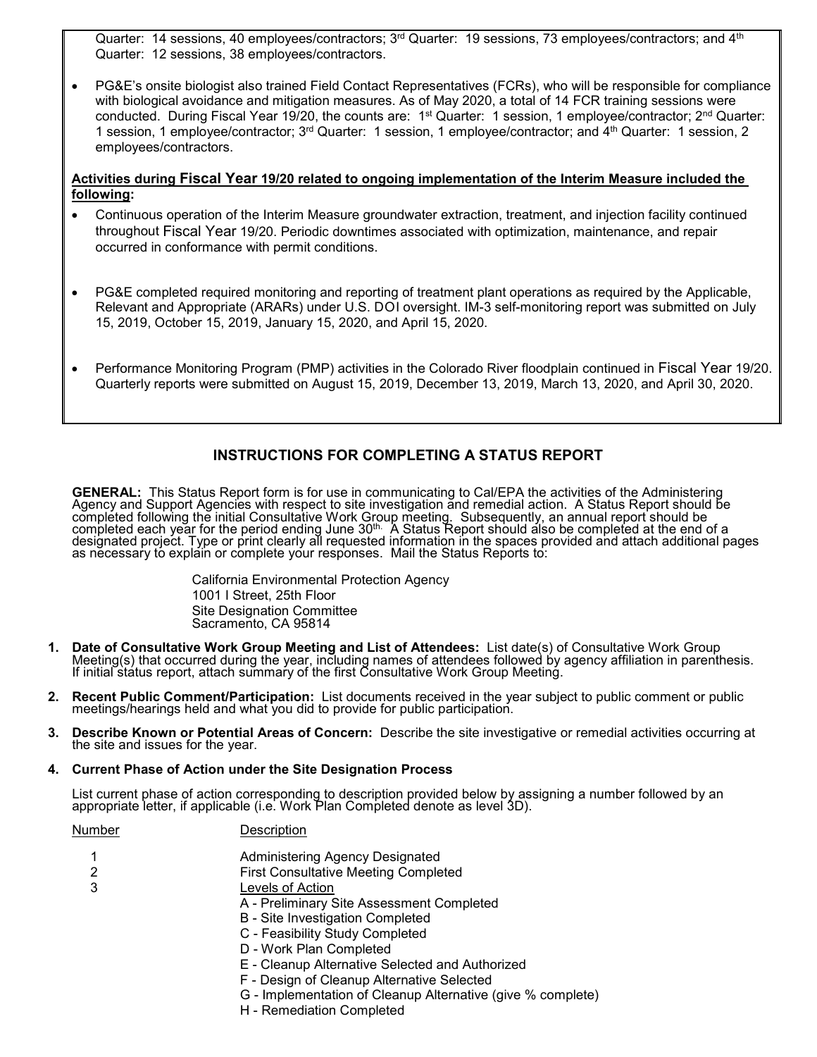Quarter: 14 sessions, 40 employees/contractors; 3rd Quarter: 19 sessions, 73 employees/contractors; and 4th Quarter: 12 sessions, 38 employees/contractors.

- PG&E's onsite biologist also trained Field Contact Representatives (FCRs), who will be responsible for compliance with biological avoidance and mitigation measures. As of May 2020, a total of 14 FCR training sessions were conducted. During Fiscal Year 19/20, the counts are: 1st Quarter: 1 session, 1 employee/contractor; 2nd Quarter: 1 session, 1 employee/contractor; 3rd Quarter: 1 session, 1 employee/contractor; and 4th Quarter: 1 session, 2 employees/contractors.

**Activities during Fiscal Year 19/20 related to ongoing implementation of the Interim Measure included the following:**

- Continuous operation of the Interim Measure groundwater extraction, treatment, and injection facility continued throughout Fiscal Year 19/20. Periodic downtimes associated with optimization, maintenance, and repair occurred in conformance with permit conditions.

- PG&E completed required monitoring and reporting of treatment plant operations as required by the Applicable, Relevant and Appropriate (ARARs) under U.S. DOI oversight. IM-3 self-monitoring report was submitted on July 15, 2019, October 15, 2019, January 15, 2020, and April 15, 2020.

- Performance Monitoring Program (PMP) activities in the Colorado River floodplain continued in Fiscal Year 19/20. Quarterly reports were submitted on August 15, 2019, December 13, 2019, March 13, 2020, and April 30, 2020.

## INSTRUCTIONS FOR COMPLETING A STATUS REPORT

**GENERAL:** This Status Report form is for use in communicating to Cal/EPA the activities of the Administering Agency and Support Agencies with respect to site investigation and remedial action. A Status Report should be completed following the initial Consultative Work Group meeting. Subsequently, an annual report should be completed each year for the period ending June 30th. A Status Report should also be completed at the end of a designated project. Type or print clearly all requested information in the spaces provided and attach additional pages as necessary to explain or complete your responses. Mail the Status Reports to:

California Environmental Protection Agency
1001 I Street, 25th Floor
Site Designation Committee
Sacramento, CA 95814

1. **Date of Consultative Work Group Meeting and List of Attendees:** List date(s) of Consultative Work Group Meeting(s) that occurred during the year, including names of attendees followed by agency affiliation in parenthesis. If initial status report, attach summary of the first Consultative Work Group Meeting.

2. **Recent Public Comment/Participation:** List documents received in the year subject to public comment or public meetings/hearings held and what you did to provide for public participation.

3. **Describe Known or Potential Areas of Concern:** Describe the site investigative or remedial activities occurring at the site and issues for the year.

4. **Current Phase of Action under the Site Designation Process**

   List current phase of action corresponding to description provided below by assigning a number followed by an appropriate letter, if applicable (i.e. Work Plan Completed denote as level 3D).

| Number | Description |
|---|---|
| 1 | Administering Agency Designated |
| 2 | First Consultative Meeting Completed |
| 3 | Levels of Action |
| | A - Preliminary Site Assessment Completed |
| | B - Site Investigation Completed |
| | C - Feasibility Study Completed |
| | D - Work Plan Completed |
| | E - Cleanup Alternative Selected and Authorized |
| | F - Design of Cleanup Alternative Selected |
| | G - Implementation of Cleanup Alternative (give % complete) |
| | H - Remediation Completed |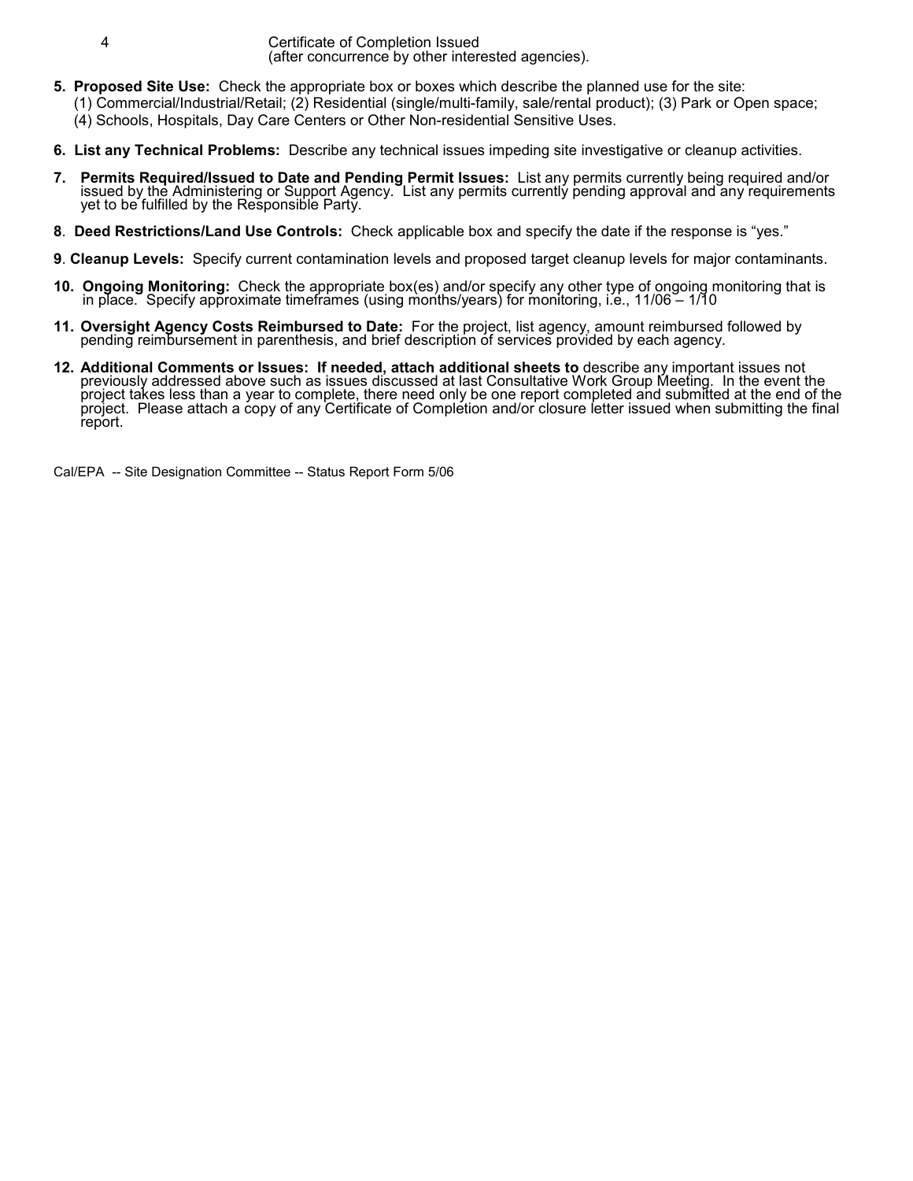| | |
|---|---|
| 4 | Certificate of Completion Issued (after concurrence by other interested agencies). |

5. **Proposed Site Use:** Check the appropriate box or boxes which describe the planned use for the site: (1) Commercial/Industrial/Retail; (2) Residential (single/multi-family, sale/rental product); (3) Park or Open space; (4) Schools, Hospitals, Day Care Centers or Other Non-residential Sensitive Uses.

6. **List any Technical Problems:** Describe any technical issues impeding site investigative or cleanup activities.

7. **Permits Required/Issued to Date and Pending Permit Issues:** List any permits currently being required and/or issued by the Administering or Support Agency. List any permits currently pending approval and any requirements yet to be fulfilled by the Responsible Party.

8. **Deed Restrictions/Land Use Controls:** Check applicable box and specify the date if the response is "yes."

9. **Cleanup Levels:** Specify current contamination levels and proposed target cleanup levels for major contaminants.

10. **Ongoing Monitoring:** Check the appropriate box(es) and/or specify any other type of ongoing monitoring that is in place. Specify approximate timeframes (using months/years) for monitoring, i.e., 11/06 – 1/10

11. **Oversight Agency Costs Reimbursed to Date:** For the project, list agency, amount reimbursed followed by pending reimbursement in parenthesis, and brief description of services provided by each agency.

12. **Additional Comments or Issues: If needed, attach additional sheets to** describe any important issues not previously addressed above such as issues discussed at last Consultative Work Group Meeting. In the event the project takes less than a year to complete, there need only be one report completed and submitted at the end of the project. Please attach a copy of any Certificate of Completion and/or closure letter issued when submitting the final report.

Cal/EPA -- Site Designation Committee -- Status Report Form 5/06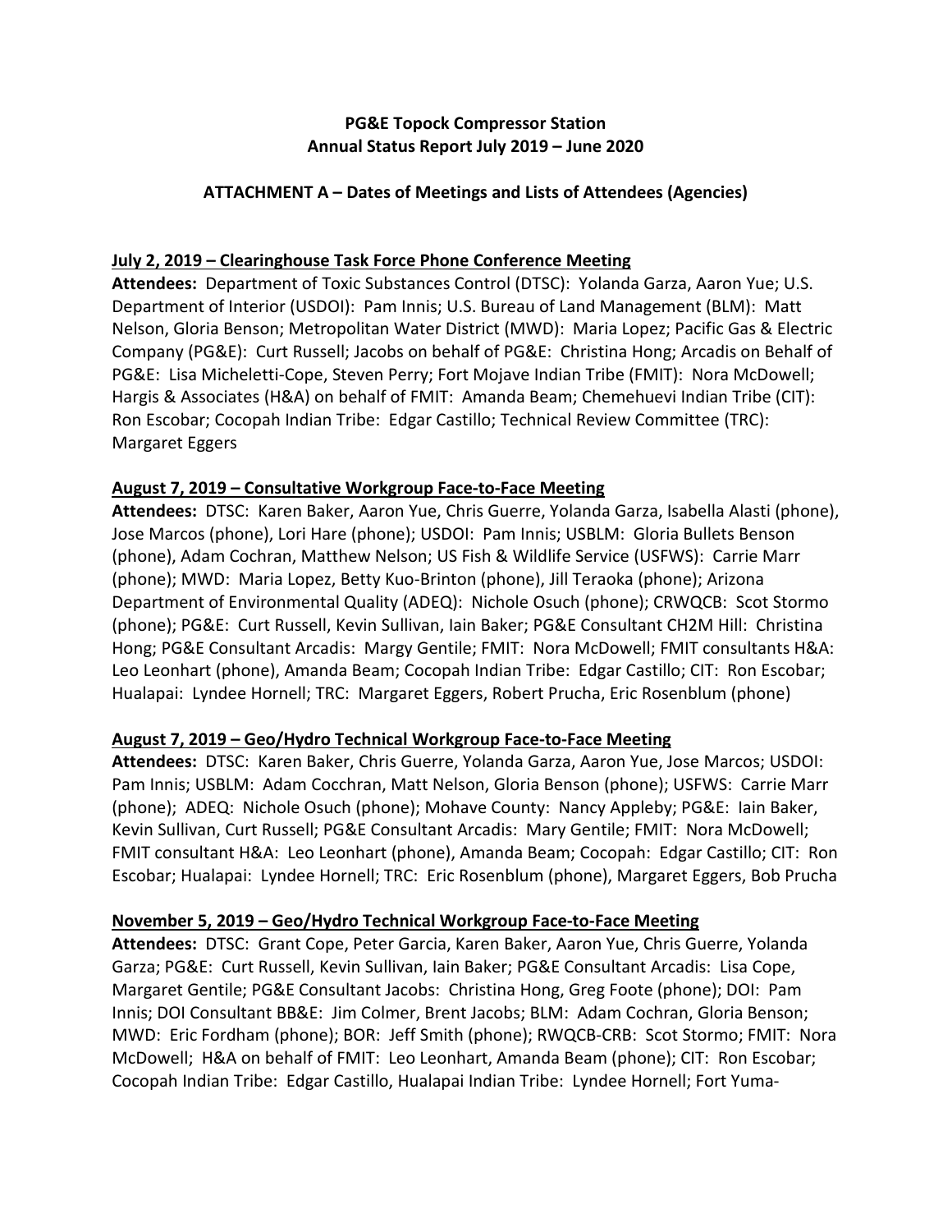**PG&E Topock Compressor Station**
**Annual Status Report July 2019 – June 2020**

**ATTACHMENT A – Dates of Meetings and Lists of Attendees (Agencies)**

**July 2, 2019 – Clearinghouse Task Force Phone Conference Meeting**

**Attendees:** Department of Toxic Substances Control (DTSC): Yolanda Garza, Aaron Yue; U.S. Department of Interior (USDOI): Pam Innis; U.S. Bureau of Land Management (BLM): Matt Nelson, Gloria Benson; Metropolitan Water District (MWD): Maria Lopez; Pacific Gas & Electric Company (PG&E): Curt Russell; Jacobs on behalf of PG&E: Christina Hong; Arcadis on Behalf of PG&E: Lisa Micheletti-Cope, Steven Perry; Fort Mojave Indian Tribe (FMIT): Nora McDowell; Hargis & Associates (H&A) on behalf of FMIT: Amanda Beam; Chemehuevi Indian Tribe (CIT): Ron Escobar; Cocopah Indian Tribe: Edgar Castillo; Technical Review Committee (TRC): Margaret Eggers

**August 7, 2019 – Consultative Workgroup Face-to-Face Meeting**

**Attendees:** DTSC: Karen Baker, Aaron Yue, Chris Guerre, Yolanda Garza, Isabella Alasti (phone), Jose Marcos (phone), Lori Hare (phone); USDOI: Pam Innis; USBLM: Gloria Bullets Benson (phone), Adam Cochran, Matthew Nelson; US Fish & Wildlife Service (USFWS): Carrie Marr (phone); MWD: Maria Lopez, Betty Kuo-Brinton (phone), Jill Teraoka (phone); Arizona Department of Environmental Quality (ADEQ): Nichole Osuch (phone); CRWQCB: Scot Stormo (phone); PG&E: Curt Russell, Kevin Sullivan, Iain Baker; PG&E Consultant CH2M Hill: Christina Hong; PG&E Consultant Arcadis: Margy Gentile; FMIT: Nora McDowell; FMIT consultants H&A: Leo Leonhart (phone), Amanda Beam; Cocopah Indian Tribe: Edgar Castillo; CIT: Ron Escobar; Hualapai: Lyndee Hornell; TRC: Margaret Eggers, Robert Prucha, Eric Rosenblum (phone)

**August 7, 2019 – Geo/Hydro Technical Workgroup Face-to-Face Meeting**

**Attendees:** DTSC: Karen Baker, Chris Guerre, Yolanda Garza, Aaron Yue, Jose Marcos; USDOI: Pam Innis; USBLM: Adam Cocchran, Matt Nelson, Gloria Benson (phone); USFWS: Carrie Marr (phone); ADEQ: Nichole Osuch (phone); Mohave County: Nancy Appleby; PG&E: Iain Baker, Kevin Sullivan, Curt Russell; PG&E Consultant Arcadis: Mary Gentile; FMIT: Nora McDowell; FMIT consultant H&A: Leo Leonhart (phone), Amanda Beam; Cocopah: Edgar Castillo; CIT: Ron Escobar; Hualapai: Lyndee Hornell; TRC: Eric Rosenblum (phone), Margaret Eggers, Bob Prucha

**November 5, 2019 – Geo/Hydro Technical Workgroup Face-to-Face Meeting**

**Attendees:** DTSC: Grant Cope, Peter Garcia, Karen Baker, Aaron Yue, Chris Guerre, Yolanda Garza; PG&E: Curt Russell, Kevin Sullivan, Iain Baker; PG&E Consultant Arcadis: Lisa Cope, Margaret Gentile; PG&E Consultant Jacobs: Christina Hong, Greg Foote (phone); DOI: Pam Innis; DOI Consultant BB&E: Jim Colmer, Brent Jacobs; BLM: Adam Cochran, Gloria Benson; MWD: Eric Fordham (phone); BOR: Jeff Smith (phone); RWQCB-CRB: Scot Stormo; FMIT: Nora McDowell; H&A on behalf of FMIT: Leo Leonhart, Amanda Beam (phone); CIT: Ron Escobar; Cocopah Indian Tribe: Edgar Castillo, Hualapai Indian Tribe: Lyndee Hornell; Fort Yuma-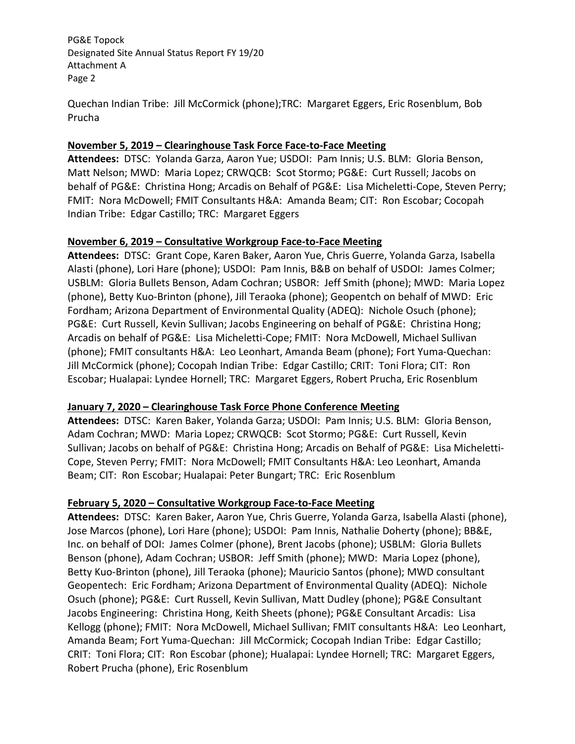Quechan Indian Tribe: Jill McCormick (phone);TRC: Margaret Eggers, Eric Rosenblum, Bob Prucha

**November 5, 2019 – Clearinghouse Task Force Face-to-Face Meeting**

**Attendees:** DTSC: Yolanda Garza, Aaron Yue; USDOI: Pam Innis; U.S. BLM: Gloria Benson, Matt Nelson; MWD: Maria Lopez; CRWQCB: Scot Stormo; PG&E: Curt Russell; Jacobs on behalf of PG&E: Christina Hong; Arcadis on Behalf of PG&E: Lisa Micheletti-Cope, Steven Perry; FMIT: Nora McDowell; FMIT Consultants H&A: Amanda Beam; CIT: Ron Escobar; Cocopah Indian Tribe: Edgar Castillo; TRC: Margaret Eggers

**November 6, 2019 – Consultative Workgroup Face-to-Face Meeting**

**Attendees:** DTSC: Grant Cope, Karen Baker, Aaron Yue, Chris Guerre, Yolanda Garza, Isabella Alasti (phone), Lori Hare (phone); USDOI: Pam Innis, B&B on behalf of USDOI: James Colmer; USBLM: Gloria Bullets Benson, Adam Cochran; USBOR: Jeff Smith (phone); MWD: Maria Lopez (phone), Betty Kuo-Brinton (phone), Jill Teraoka (phone); Geopentch on behalf of MWD: Eric Fordham; Arizona Department of Environmental Quality (ADEQ): Nichole Osuch (phone); PG&E: Curt Russell, Kevin Sullivan; Jacobs Engineering on behalf of PG&E: Christina Hong; Arcadis on behalf of PG&E: Lisa Micheletti-Cope; FMIT: Nora McDowell, Michael Sullivan (phone); FMIT consultants H&A: Leo Leonhart, Amanda Beam (phone); Fort Yuma-Quechan: Jill McCormick (phone); Cocopah Indian Tribe: Edgar Castillo; CRIT: Toni Flora; CIT: Ron Escobar; Hualapai: Lyndee Hornell; TRC: Margaret Eggers, Robert Prucha, Eric Rosenblum

**January 7, 2020 – Clearinghouse Task Force Phone Conference Meeting**

**Attendees:** DTSC: Karen Baker, Yolanda Garza; USDOI: Pam Innis; U.S. BLM: Gloria Benson, Adam Cochran; MWD: Maria Lopez; CRWQCB: Scot Stormo; PG&E: Curt Russell, Kevin Sullivan; Jacobs on behalf of PG&E: Christina Hong; Arcadis on Behalf of PG&E: Lisa Micheletti-Cope, Steven Perry; FMIT: Nora McDowell; FMIT Consultants H&A: Leo Leonhart, Amanda Beam; CIT: Ron Escobar; Hualapai: Peter Bungart; TRC: Eric Rosenblum

**February 5, 2020 – Consultative Workgroup Face-to-Face Meeting**

**Attendees:** DTSC: Karen Baker, Aaron Yue, Chris Guerre, Yolanda Garza, Isabella Alasti (phone), Jose Marcos (phone), Lori Hare (phone); USDOI: Pam Innis, Nathalie Doherty (phone); BB&E, Inc. on behalf of DOI: James Colmer (phone), Brent Jacobs (phone); USBLM: Gloria Bullets Benson (phone), Adam Cochran; USBOR: Jeff Smith (phone); MWD: Maria Lopez (phone), Betty Kuo-Brinton (phone), Jill Teraoka (phone); Mauricio Santos (phone); MWD consultant Geopentech: Eric Fordham; Arizona Department of Environmental Quality (ADEQ): Nichole Osuch (phone); PG&E: Curt Russell, Kevin Sullivan, Matt Dudley (phone); PG&E Consultant Jacobs Engineering: Christina Hong, Keith Sheets (phone); PG&E Consultant Arcadis: Lisa Kellogg (phone); FMIT: Nora McDowell, Michael Sullivan; FMIT consultants H&A: Leo Leonhart, Amanda Beam; Fort Yuma-Quechan: Jill McCormick; Cocopah Indian Tribe: Edgar Castillo; CRIT: Toni Flora; CIT: Ron Escobar (phone); Hualapai: Lyndee Hornell; TRC: Margaret Eggers, Robert Prucha (phone), Eric Rosenblum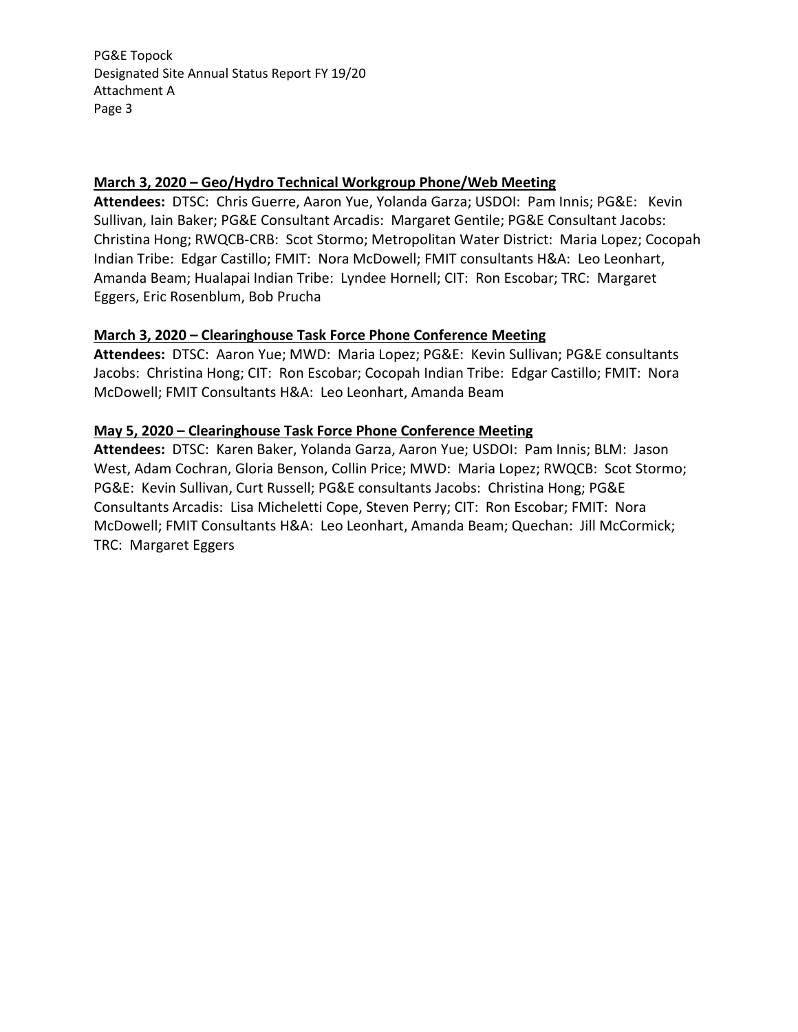**March 3, 2020 – Geo/Hydro Technical Workgroup Phone/Web Meeting**

**Attendees:** DTSC: Chris Guerre, Aaron Yue, Yolanda Garza; USDOI: Pam Innis; PG&E: Kevin Sullivan, Iain Baker; PG&E Consultant Arcadis: Margaret Gentile; PG&E Consultant Jacobs: Christina Hong; RWQCB-CRB: Scot Stormo; Metropolitan Water District: Maria Lopez; Cocopah Indian Tribe: Edgar Castillo; FMIT: Nora McDowell; FMIT consultants H&A: Leo Leonhart, Amanda Beam; Hualapai Indian Tribe: Lyndee Hornell; CIT: Ron Escobar; TRC: Margaret Eggers, Eric Rosenblum, Bob Prucha

**March 3, 2020 – Clearinghouse Task Force Phone Conference Meeting**

**Attendees:** DTSC: Aaron Yue; MWD: Maria Lopez; PG&E: Kevin Sullivan; PG&E consultants Jacobs: Christina Hong; CIT: Ron Escobar; Cocopah Indian Tribe: Edgar Castillo; FMIT: Nora McDowell; FMIT Consultants H&A: Leo Leonhart, Amanda Beam

**May 5, 2020 – Clearinghouse Task Force Phone Conference Meeting**

**Attendees:** DTSC: Karen Baker, Yolanda Garza, Aaron Yue; USDOI: Pam Innis; BLM: Jason West, Adam Cochran, Gloria Benson, Collin Price; MWD: Maria Lopez; RWQCB: Scot Stormo; PG&E: Kevin Sullivan, Curt Russell; PG&E consultants Jacobs: Christina Hong; PG&E Consultants Arcadis: Lisa Micheletti Cope, Steven Perry; CIT: Ron Escobar; FMIT: Nora McDowell; FMIT Consultants H&A: Leo Leonhart, Amanda Beam; Quechan: Jill McCormick; TRC: Margaret Eggers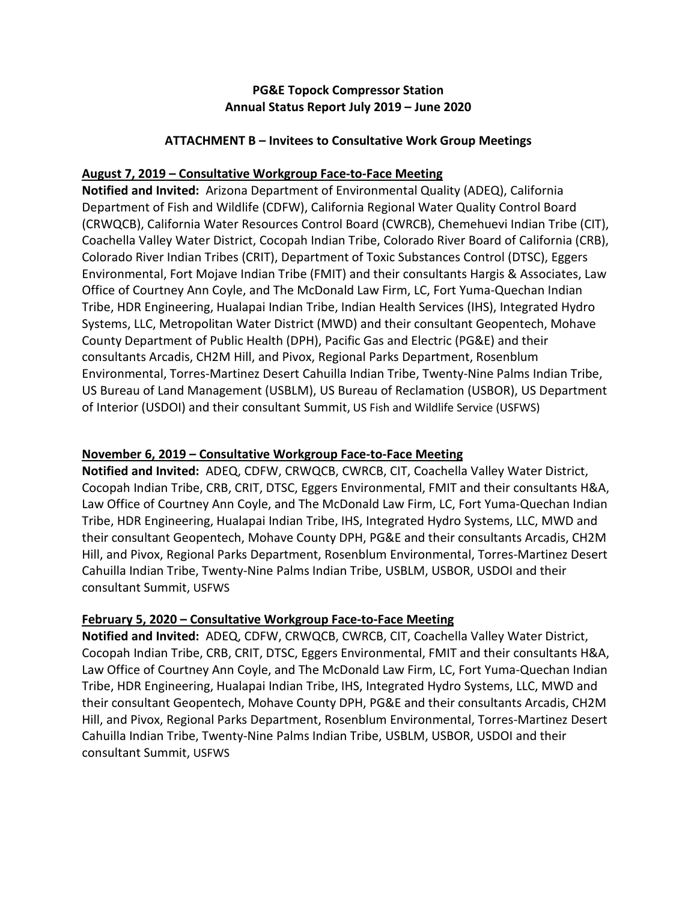**PG&E Topock Compressor Station**
**Annual Status Report July 2019 – June 2020**

**ATTACHMENT B – Invitees to Consultative Work Group Meetings**

**August 7, 2019 – Consultative Workgroup Face-to-Face Meeting**

**Notified and Invited:** Arizona Department of Environmental Quality (ADEQ), California Department of Fish and Wildlife (CDFW), California Regional Water Quality Control Board (CRWQCB), California Water Resources Control Board (CWRCB), Chemehuevi Indian Tribe (CIT), Coachella Valley Water District, Cocopah Indian Tribe, Colorado River Board of California (CRB), Colorado River Indian Tribes (CRIT), Department of Toxic Substances Control (DTSC), Eggers Environmental, Fort Mojave Indian Tribe (FMIT) and their consultants Hargis & Associates, Law Office of Courtney Ann Coyle, and The McDonald Law Firm, LC, Fort Yuma-Quechan Indian Tribe, HDR Engineering, Hualapai Indian Tribe, Indian Health Services (IHS), Integrated Hydro Systems, LLC, Metropolitan Water District (MWD) and their consultant Geopentech, Mohave County Department of Public Health (DPH), Pacific Gas and Electric (PG&E) and their consultants Arcadis, CH2M Hill, and Pivox, Regional Parks Department, Rosenblum Environmental, Torres-Martinez Desert Cahuilla Indian Tribe, Twenty-Nine Palms Indian Tribe, US Bureau of Land Management (USBLM), US Bureau of Reclamation (USBOR), US Department of Interior (USDOI) and their consultant Summit, US Fish and Wildlife Service (USFWS)

**November 6, 2019 – Consultative Workgroup Face-to-Face Meeting**

**Notified and Invited:** ADEQ, CDFW, CRWQCB, CWRCB, CIT, Coachella Valley Water District, Cocopah Indian Tribe, CRB, CRIT, DTSC, Eggers Environmental, FMIT and their consultants H&A, Law Office of Courtney Ann Coyle, and The McDonald Law Firm, LC, Fort Yuma-Quechan Indian Tribe, HDR Engineering, Hualapai Indian Tribe, IHS, Integrated Hydro Systems, LLC, MWD and their consultant Geopentech, Mohave County DPH, PG&E and their consultants Arcadis, CH2M Hill, and Pivox, Regional Parks Department, Rosenblum Environmental, Torres-Martinez Desert Cahuilla Indian Tribe, Twenty-Nine Palms Indian Tribe, USBLM, USBOR, USDOI and their consultant Summit, USFWS

**February 5, 2020 – Consultative Workgroup Face-to-Face Meeting**

**Notified and Invited:** ADEQ, CDFW, CRWQCB, CWRCB, CIT, Coachella Valley Water District, Cocopah Indian Tribe, CRB, CRIT, DTSC, Eggers Environmental, FMIT and their consultants H&A, Law Office of Courtney Ann Coyle, and The McDonald Law Firm, LC, Fort Yuma-Quechan Indian Tribe, HDR Engineering, Hualapai Indian Tribe, IHS, Integrated Hydro Systems, LLC, MWD and their consultant Geopentech, Mohave County DPH, PG&E and their consultants Arcadis, CH2M Hill, and Pivox, Regional Parks Department, Rosenblum Environmental, Torres-Martinez Desert Cahuilla Indian Tribe, Twenty-Nine Palms Indian Tribe, USBLM, USBOR, USDOI and their consultant Summit, USFWS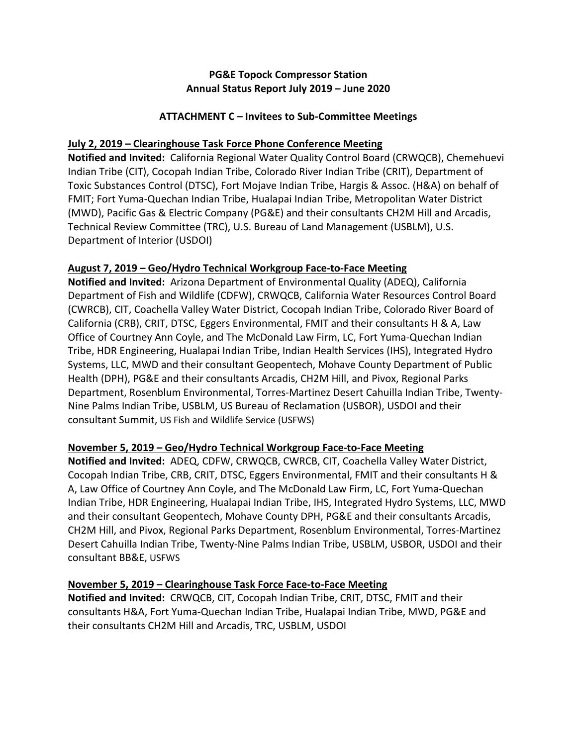**PG&E Topock Compressor Station**
**Annual Status Report July 2019 – June 2020**

**ATTACHMENT C – Invitees to Sub-Committee Meetings**

**July 2, 2019 – Clearinghouse Task Force Phone Conference Meeting**

**Notified and Invited:** California Regional Water Quality Control Board (CRWQCB), Chemehuevi Indian Tribe (CIT), Cocopah Indian Tribe, Colorado River Indian Tribe (CRIT), Department of Toxic Substances Control (DTSC), Fort Mojave Indian Tribe, Hargis & Assoc. (H&A) on behalf of FMIT; Fort Yuma-Quechan Indian Tribe, Hualapai Indian Tribe, Metropolitan Water District (MWD), Pacific Gas & Electric Company (PG&E) and their consultants CH2M Hill and Arcadis, Technical Review Committee (TRC), U.S. Bureau of Land Management (USBLM), U.S. Department of Interior (USDOI)

**August 7, 2019 – Geo/Hydro Technical Workgroup Face-to-Face Meeting**

**Notified and Invited:** Arizona Department of Environmental Quality (ADEQ), California Department of Fish and Wildlife (CDFW), CRWQCB, California Water Resources Control Board (CWRCB), CIT, Coachella Valley Water District, Cocopah Indian Tribe, Colorado River Board of California (CRB), CRIT, DTSC, Eggers Environmental, FMIT and their consultants H & A, Law Office of Courtney Ann Coyle, and The McDonald Law Firm, LC, Fort Yuma-Quechan Indian Tribe, HDR Engineering, Hualapai Indian Tribe, Indian Health Services (IHS), Integrated Hydro Systems, LLC, MWD and their consultant Geopentech, Mohave County Department of Public Health (DPH), PG&E and their consultants Arcadis, CH2M Hill, and Pivox, Regional Parks Department, Rosenblum Environmental, Torres-Martinez Desert Cahuilla Indian Tribe, Twenty-Nine Palms Indian Tribe, USBLM, US Bureau of Reclamation (USBOR), USDOI and their consultant Summit, US Fish and Wildlife Service (USFWS)

**November 5, 2019 – Geo/Hydro Technical Workgroup Face-to-Face Meeting**

**Notified and Invited:** ADEQ, CDFW, CRWQCB, CWRCB, CIT, Coachella Valley Water District, Cocopah Indian Tribe, CRB, CRIT, DTSC, Eggers Environmental, FMIT and their consultants H & A, Law Office of Courtney Ann Coyle, and The McDonald Law Firm, LC, Fort Yuma-Quechan Indian Tribe, HDR Engineering, Hualapai Indian Tribe, IHS, Integrated Hydro Systems, LLC, MWD and their consultant Geopentech, Mohave County DPH, PG&E and their consultants Arcadis, CH2M Hill, and Pivox, Regional Parks Department, Rosenblum Environmental, Torres-Martinez Desert Cahuilla Indian Tribe, Twenty-Nine Palms Indian Tribe, USBLM, USBOR, USDOI and their consultant BB&E, USFWS

**November 5, 2019 – Clearinghouse Task Force Face-to-Face Meeting**

**Notified and Invited:** CRWQCB, CIT, Cocopah Indian Tribe, CRIT, DTSC, FMIT and their consultants H&A, Fort Yuma-Quechan Indian Tribe, Hualapai Indian Tribe, MWD, PG&E and their consultants CH2M Hill and Arcadis, TRC, USBLM, USDOI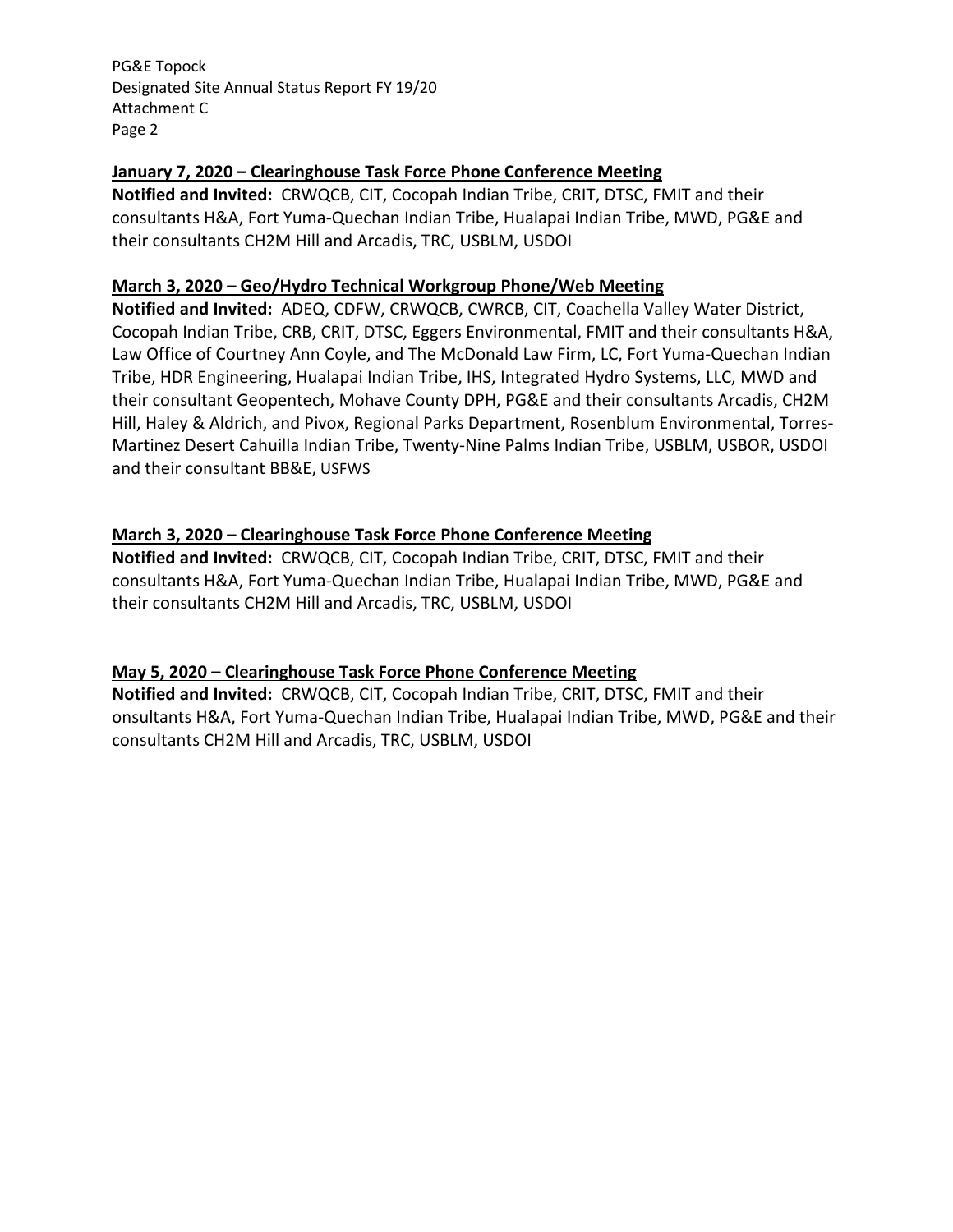**January 7, 2020 – Clearinghouse Task Force Phone Conference Meeting**

**Notified and Invited:** CRWQCB, CIT, Cocopah Indian Tribe, CRIT, DTSC, FMIT and their consultants H&A, Fort Yuma-Quechan Indian Tribe, Hualapai Indian Tribe, MWD, PG&E and their consultants CH2M Hill and Arcadis, TRC, USBLM, USDOI

**March 3, 2020 – Geo/Hydro Technical Workgroup Phone/Web Meeting**

**Notified and Invited:** ADEQ, CDFW, CRWQCB, CWRCB, CIT, Coachella Valley Water District, Cocopah Indian Tribe, CRB, CRIT, DTSC, Eggers Environmental, FMIT and their consultants H&A, Law Office of Courtney Ann Coyle, and The McDonald Law Firm, LC, Fort Yuma-Quechan Indian Tribe, HDR Engineering, Hualapai Indian Tribe, IHS, Integrated Hydro Systems, LLC, MWD and their consultant Geopentech, Mohave County DPH, PG&E and their consultants Arcadis, CH2M Hill, Haley & Aldrich, and Pivox, Regional Parks Department, Rosenblum Environmental, Torres-Martinez Desert Cahuilla Indian Tribe, Twenty-Nine Palms Indian Tribe, USBLM, USBOR, USDOI and their consultant BB&E, USFWS

**March 3, 2020 – Clearinghouse Task Force Phone Conference Meeting**

**Notified and Invited:** CRWQCB, CIT, Cocopah Indian Tribe, CRIT, DTSC, FMIT and their consultants H&A, Fort Yuma-Quechan Indian Tribe, Hualapai Indian Tribe, MWD, PG&E and their consultants CH2M Hill and Arcadis, TRC, USBLM, USDOI

**May 5, 2020 – Clearinghouse Task Force Phone Conference Meeting**

**Notified and Invited:** CRWQCB, CIT, Cocopah Indian Tribe, CRIT, DTSC, FMIT and their onsultants H&A, Fort Yuma-Quechan Indian Tribe, Hualapai Indian Tribe, MWD, PG&E and their consultants CH2M Hill and Arcadis, TRC, USBLM, USDOI